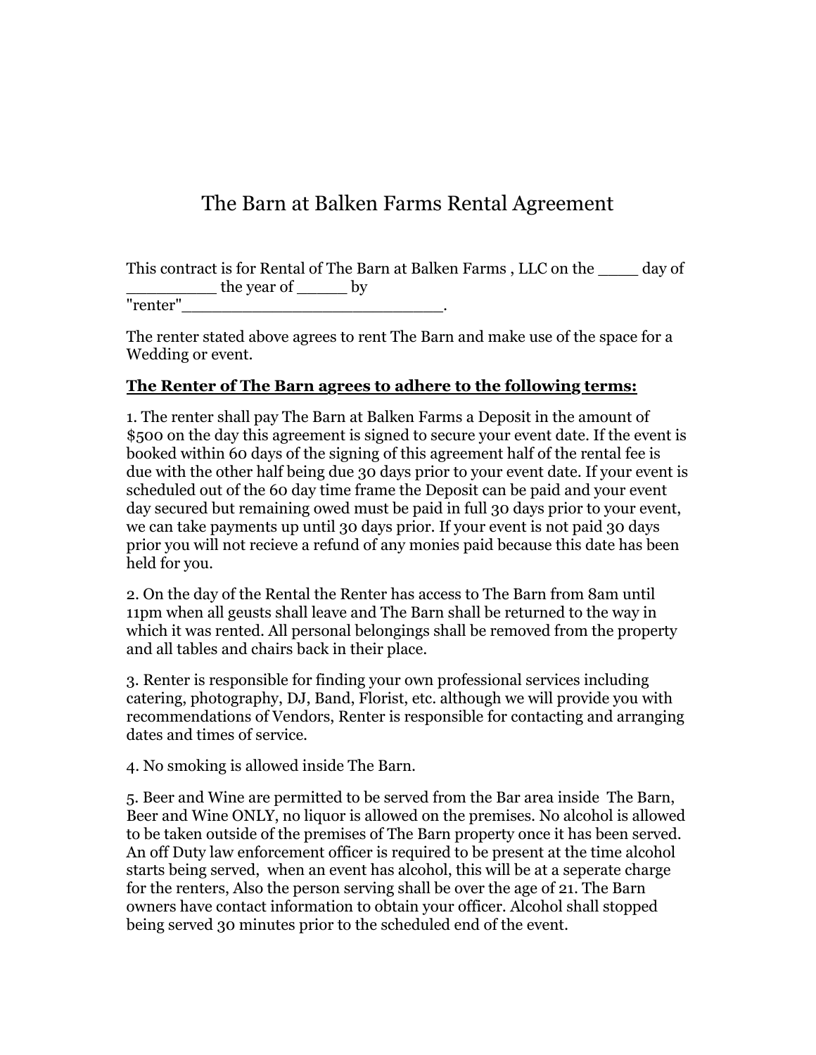# The Barn at Balken Farms Rental Agreement

This contract is for Rental of The Barn at Balken Farms , LLC on the ____ day of _________ the year of _____ by "renter"___________________________.

The renter stated above agrees to rent The Barn and make use of the space for a Wedding or event.

**<u>The Renter of The Barn agrees to adhere to the following terms:</u>**

1. The renter shall pay The Barn at Balken Farms a Deposit in the amount of $500 on the day this agreement is signed to secure your event date. If the event is booked within 60 days of the signing of this agreement half of the rental fee is due with the other half being due 30 days prior to your event date. If your event is scheduled out of the 60 day time frame the Deposit can be paid and your event day secured but remaining owed must be paid in full 30 days prior to your event, we can take payments up until 30 days prior. If your event is not paid 30 days prior you will not recieve a refund of any monies paid because this date has been held for you.

2. On the day of the Rental the Renter has access to The Barn from 8am until 11pm when all geusts shall leave and The Barn shall be returned to the way in which it was rented. All personal belongings shall be removed from the property and all tables and chairs back in their place.

3. Renter is responsible for finding your own professional services including catering, photography, DJ, Band, Florist, etc. although we will provide you with recommendations of Vendors, Renter is responsible for contacting and arranging dates and times of service.

4. No smoking is allowed inside The Barn.

5. Beer and Wine are permitted to be served from the Bar area inside The Barn, Beer and Wine ONLY, no liquor is allowed on the premises. No alcohol is allowed to be taken outside of the premises of The Barn property once it has been served. An off Duty law enforcement officer is required to be present at the time alcohol starts being served, when an event has alcohol, this will be at a seperate charge for the renters, Also the person serving shall be over the age of 21. The Barn owners have contact information to obtain your officer. Alcohol shall stopped being served 30 minutes prior to the scheduled end of the event.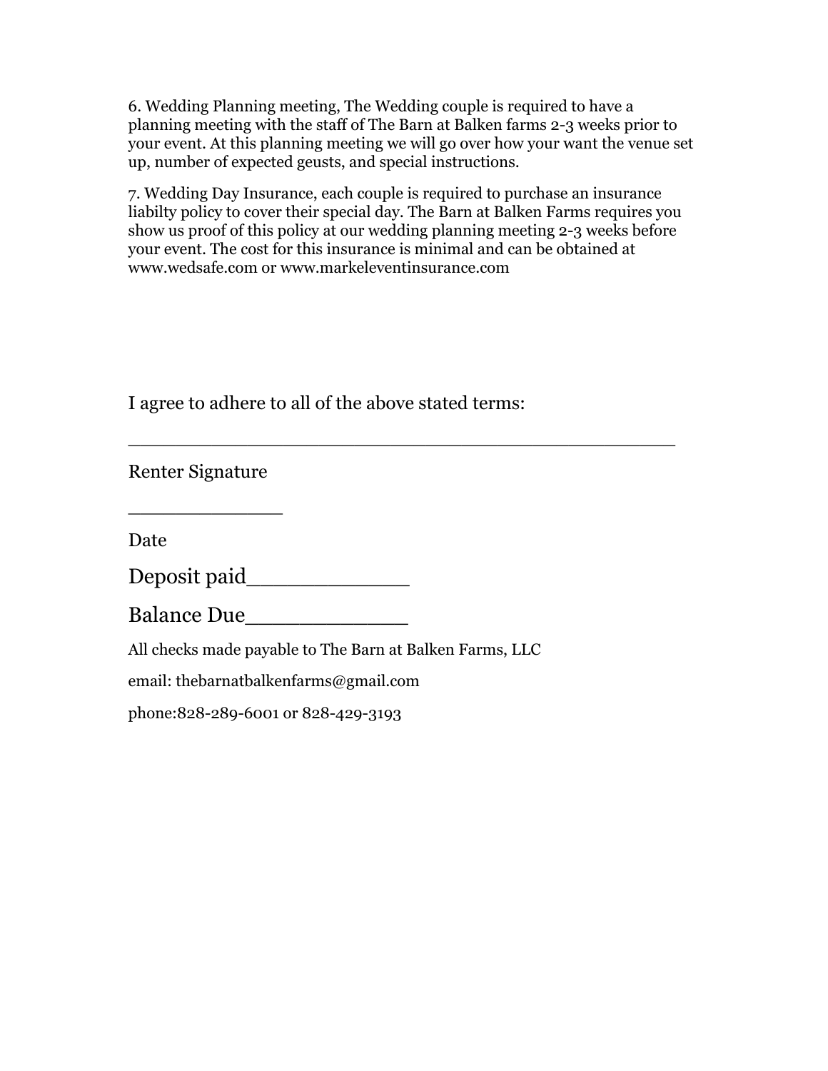6. Wedding Planning meeting, The Wedding couple is required to have a planning meeting with the staff of The Barn at Balken farms 2-3 weeks prior to your event. At this planning meeting we will go over how your want the venue set up, number of expected geusts, and special instructions.

7. Wedding Day Insurance, each couple is required to purchase an insurance liabilty policy to cover their special day. The Barn at Balken Farms requires you show us proof of this policy at our wedding planning meeting 2-3 weeks before your event. The cost for this insurance is minimal and can be obtained at www.wedsafe.com or www.markeleventinsurance.com

I agree to adhere to all of the above stated terms:

_______________________________________________

Renter Signature

_____________

Date

Deposit paid_____________

Balance Due_____________

All checks made payable to The Barn at Balken Farms, LLC

email: thebarnatbalkenfarms@gmail.com

phone:828-289-6001 or 828-429-3193